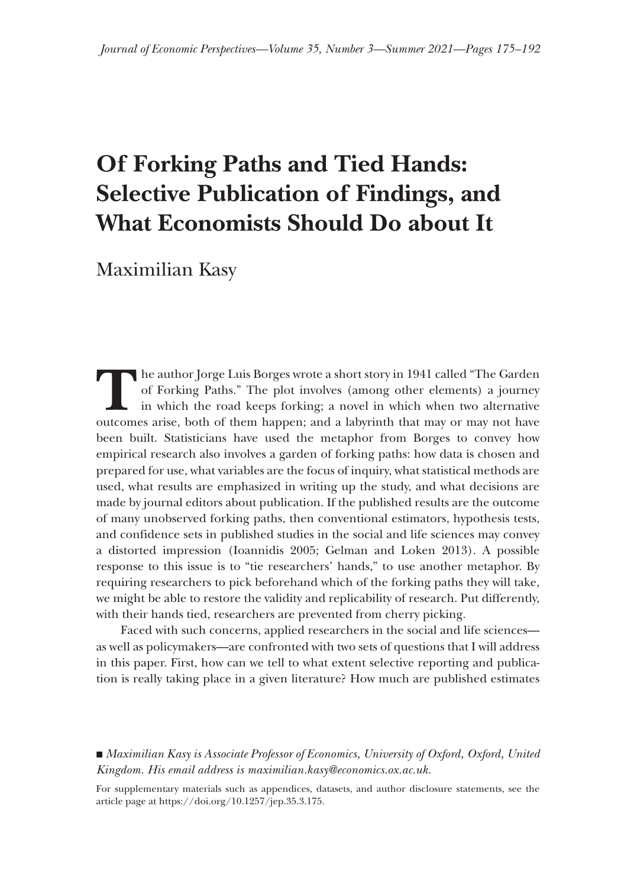# Of Forking Paths and Tied Hands: Selective Publication of Findings, and What Economists Should Do about It

Maximilian Kasy

The author Jorge Luis Borges wrote a short story in 1941 called "The Garden of Forking Paths." The plot involves (among other elements) a journey in which the road keeps forking; a novel in which when two alternative outcomes arise, both of them happen; and a labyrinth that may or may not have been built. Statisticians have used the metaphor from Borges to convey how empirical research also involves a garden of forking paths: how data is chosen and prepared for use, what variables are the focus of inquiry, what statistical methods are used, what results are emphasized in writing up the study, and what decisions are made by journal editors about publication. If the published results are the outcome of many unobserved forking paths, then conventional estimators, hypothesis tests, and confidence sets in published studies in the social and life sciences may convey a distorted impression (Ioannidis 2005; Gelman and Loken 2013). A possible response to this issue is to "tie researchers' hands," to use another metaphor. By requiring researchers to pick beforehand which of the forking paths they will take, we might be able to restore the validity and replicability of research. Put differently, with their hands tied, researchers are prevented from cherry picking.

Faced with such concerns, applied researchers in the social and life sciences—as well as policymakers—are confronted with two sets of questions that I will address in this paper. First, how can we tell to what extent selective reporting and publication is really taking place in a given literature? How much are published estimates

■ *Maximilian Kasy is Associate Professor of Economics, University of Oxford, Oxford, United Kingdom. His email address is maximilian.kasy@economics.ox.ac.uk.*

For supplementary materials such as appendices, datasets, and author disclosure statements, see the article page at https://doi.org/10.1257/jep.35.3.175.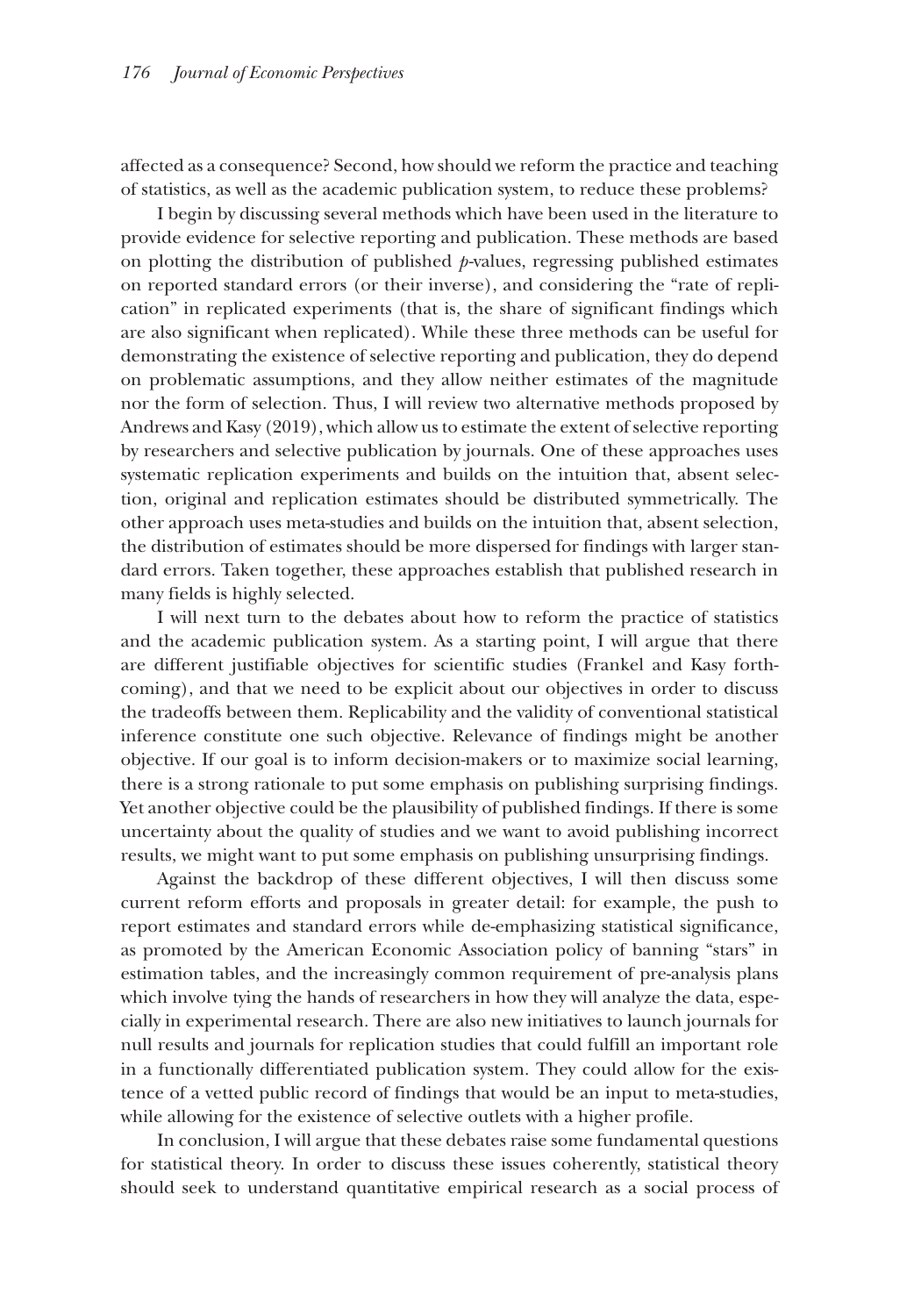affected as a consequence? Second, how should we reform the practice and teaching of statistics, as well as the academic publication system, to reduce these problems?

I begin by discussing several methods which have been used in the literature to provide evidence for selective reporting and publication. These methods are based on plotting the distribution of published $p$-values, regressing published estimates on reported standard errors (or their inverse), and considering the "rate of replication" in replicated experiments (that is, the share of significant findings which are also significant when replicated). While these three methods can be useful for demonstrating the existence of selective reporting and publication, they do depend on problematic assumptions, and they allow neither estimates of the magnitude nor the form of selection. Thus, I will review two alternative methods proposed by Andrews and Kasy (2019), which allow us to estimate the extent of selective reporting by researchers and selective publication by journals. One of these approaches uses systematic replication experiments and builds on the intuition that, absent selection, original and replication estimates should be distributed symmetrically. The other approach uses meta-studies and builds on the intuition that, absent selection, the distribution of estimates should be more dispersed for findings with larger standard errors. Taken together, these approaches establish that published research in many fields is highly selected.

I will next turn to the debates about how to reform the practice of statistics and the academic publication system. As a starting point, I will argue that there are different justifiable objectives for scientific studies (Frankel and Kasy forthcoming), and that we need to be explicit about our objectives in order to discuss the tradeoffs between them. Replicability and the validity of conventional statistical inference constitute one such objective. Relevance of findings might be another objective. If our goal is to inform decision-makers or to maximize social learning, there is a strong rationale to put some emphasis on publishing surprising findings. Yet another objective could be the plausibility of published findings. If there is some uncertainty about the quality of studies and we want to avoid publishing incorrect results, we might want to put some emphasis on publishing unsurprising findings.

Against the backdrop of these different objectives, I will then discuss some current reform efforts and proposals in greater detail: for example, the push to report estimates and standard errors while de-emphasizing statistical significance, as promoted by the American Economic Association policy of banning "stars" in estimation tables, and the increasingly common requirement of pre-analysis plans which involve tying the hands of researchers in how they will analyze the data, especially in experimental research. There are also new initiatives to launch journals for null results and journals for replication studies that could fulfill an important role in a functionally differentiated publication system. They could allow for the existence of a vetted public record of findings that would be an input to meta-studies, while allowing for the existence of selective outlets with a higher profile.

In conclusion, I will argue that these debates raise some fundamental questions for statistical theory. In order to discuss these issues coherently, statistical theory should seek to understand quantitative empirical research as a social process of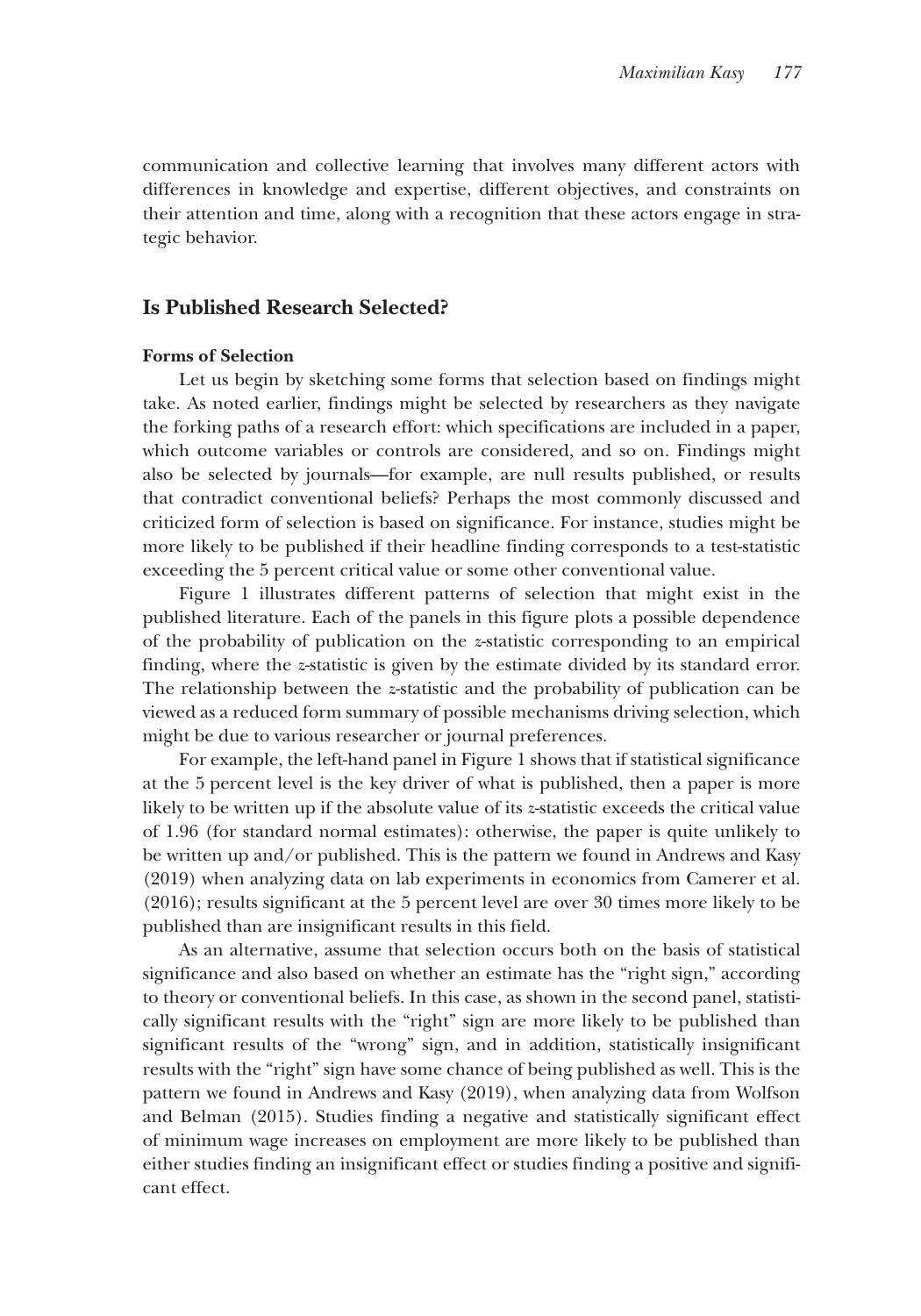communication and collective learning that involves many different actors with differences in knowledge and expertise, different objectives, and constraints on their attention and time, along with a recognition that these actors engage in strategic behavior.

## Is Published Research Selected?

### Forms of Selection

Let us begin by sketching some forms that selection based on findings might take. As noted earlier, findings might be selected by researchers as they navigate the forking paths of a research effort: which specifications are included in a paper, which outcome variables or controls are considered, and so on. Findings might also be selected by journals—for example, are null results published, or results that contradict conventional beliefs? Perhaps the most commonly discussed and criticized form of selection is based on significance. For instance, studies might be more likely to be published if their headline finding corresponds to a test-statistic exceeding the 5 percent critical value or some other conventional value.

Figure 1 illustrates different patterns of selection that might exist in the published literature. Each of the panels in this figure plots a possible dependence of the probability of publication on the $z$-statistic corresponding to an empirical finding, where the $z$-statistic is given by the estimate divided by its standard error. The relationship between the $z$-statistic and the probability of publication can be viewed as a reduced form summary of possible mechanisms driving selection, which might be due to various researcher or journal preferences.

For example, the left-hand panel in Figure 1 shows that if statistical significance at the 5 percent level is the key driver of what is published, then a paper is more likely to be written up if the absolute value of its $z$-statistic exceeds the critical value of 1.96 (for standard normal estimates): otherwise, the paper is quite unlikely to be written up and/or published. This is the pattern we found in Andrews and Kasy (2019) when analyzing data on lab experiments in economics from Camerer et al. (2016); results significant at the 5 percent level are over 30 times more likely to be published than are insignificant results in this field.

As an alternative, assume that selection occurs both on the basis of statistical significance and also based on whether an estimate has the "right sign," according to theory or conventional beliefs. In this case, as shown in the second panel, statistically significant results with the "right" sign are more likely to be published than significant results of the "wrong" sign, and in addition, statistically insignificant results with the "right" sign have some chance of being published as well. This is the pattern we found in Andrews and Kasy (2019), when analyzing data from Wolfson and Belman (2015). Studies finding a negative and statistically significant effect of minimum wage increases on employment are more likely to be published than either studies finding an insignificant effect or studies finding a positive and significant effect.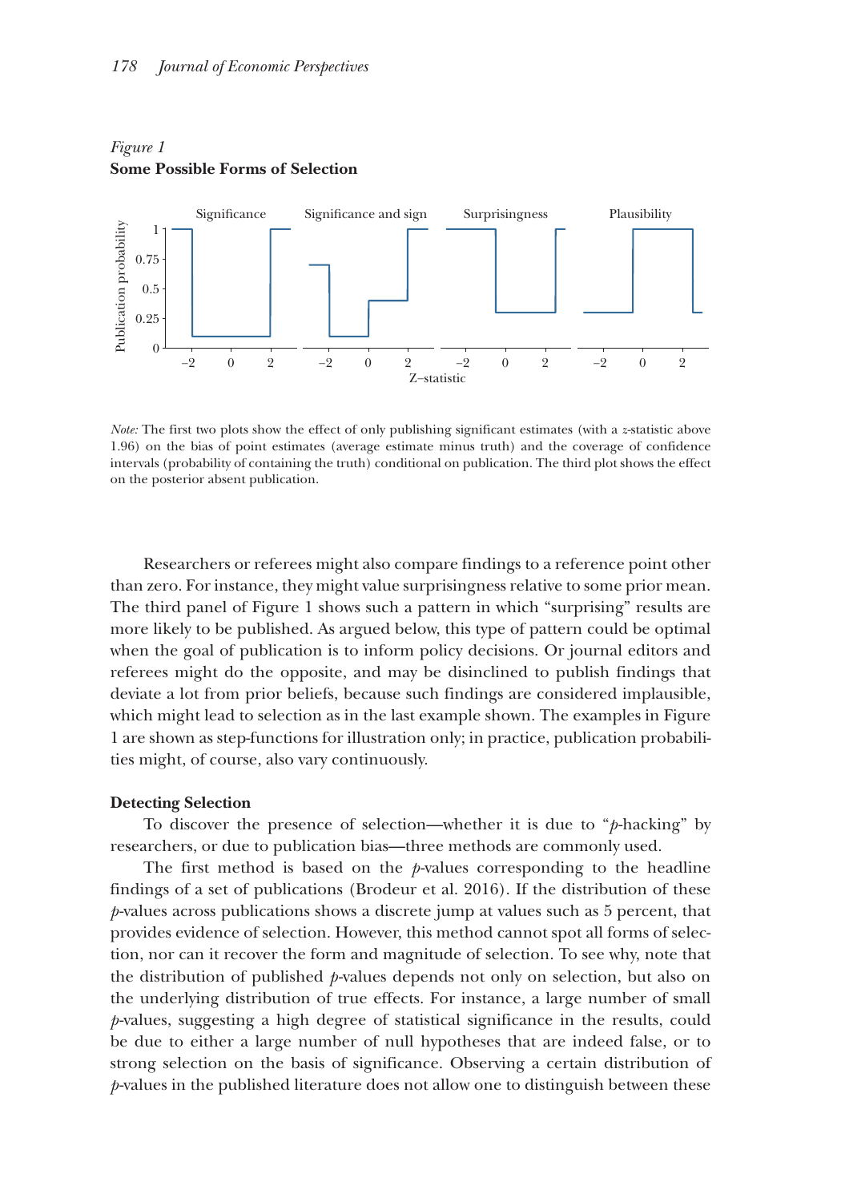*Figure 1*
**Some Possible Forms of Selection**

*Note:* The first two plots show the effect of only publishing significant estimates (with a *z*-statistic above 1.96) on the bias of point estimates (average estimate minus truth) and the coverage of confidence intervals (probability of containing the truth) conditional on publication. The third plot shows the effect on the posterior absent publication.

Researchers or referees might also compare findings to a reference point other than zero. For instance, they might value surprisingness relative to some prior mean. The third panel of Figure 1 shows such a pattern in which "surprising" results are more likely to be published. As argued below, this type of pattern could be optimal when the goal of publication is to inform policy decisions. Or journal editors and referees might do the opposite, and may be disinclined to publish findings that deviate a lot from prior beliefs, because such findings are considered implausible, which might lead to selection as in the last example shown. The examples in Figure 1 are shown as step-functions for illustration only; in practice, publication probabilities might, of course, also vary continuously.

### Detecting Selection

To discover the presence of selection—whether it is due to "*p*-hacking" by researchers, or due to publication bias—three methods are commonly used.

The first method is based on the *p*-values corresponding to the headline findings of a set of publications (Brodeur et al. 2016). If the distribution of these *p*-values across publications shows a discrete jump at values such as 5 percent, that provides evidence of selection. However, this method cannot spot all forms of selection, nor can it recover the form and magnitude of selection. To see why, note that the distribution of published *p*-values depends not only on selection, but also on the underlying distribution of true effects. For instance, a large number of small *p*-values, suggesting a high degree of statistical significance in the results, could be due to either a large number of null hypotheses that are indeed false, or to strong selection on the basis of significance. Observing a certain distribution of *p*-values in the published literature does not allow one to distinguish between these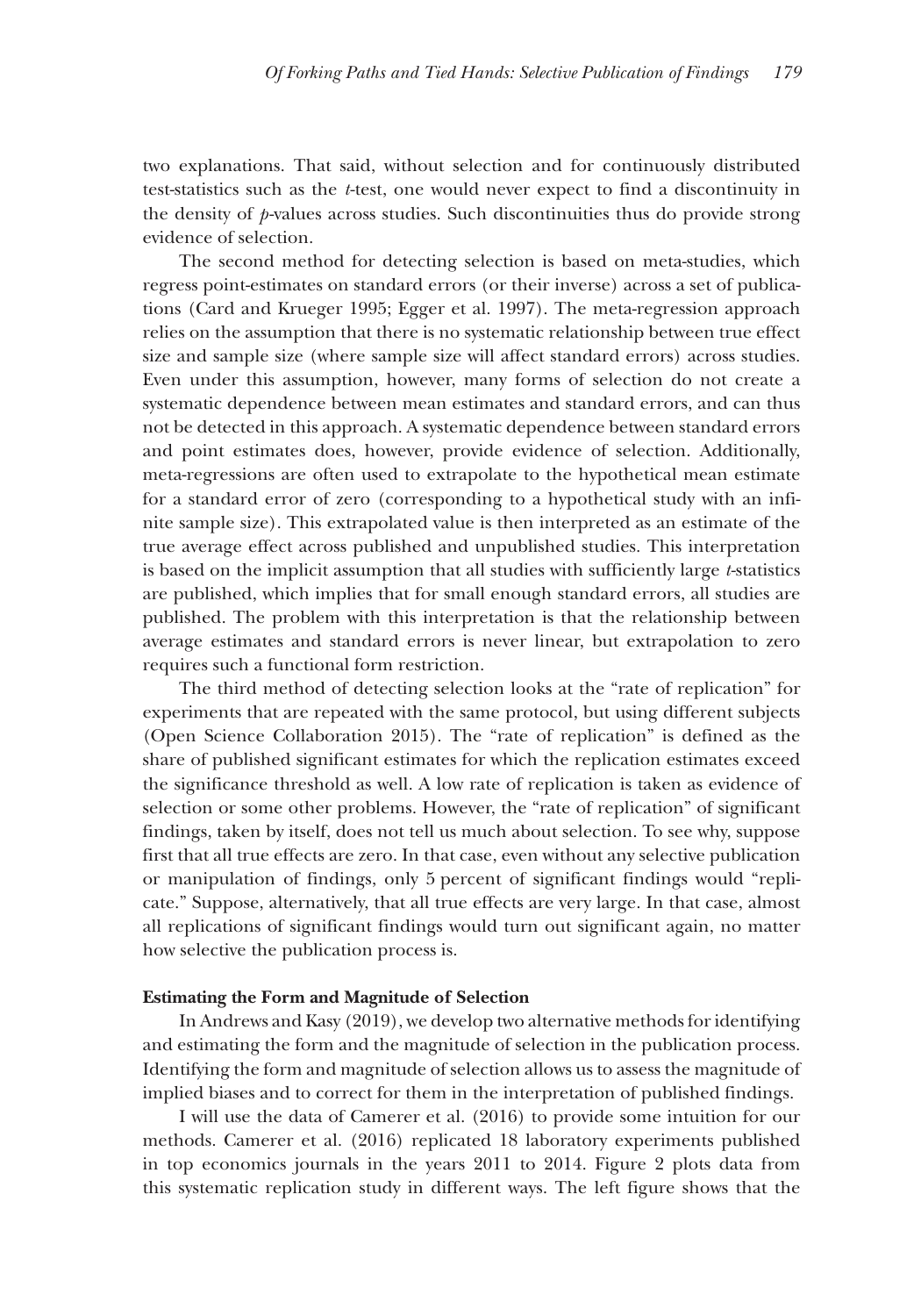two explanations. That said, without selection and for continuously distributed test-statistics such as the *t*-test, one would never expect to find a discontinuity in the density of *p*-values across studies. Such discontinuities thus do provide strong evidence of selection.

The second method for detecting selection is based on meta-studies, which regress point-estimates on standard errors (or their inverse) across a set of publications (Card and Krueger 1995; Egger et al. 1997). The meta-regression approach relies on the assumption that there is no systematic relationship between true effect size and sample size (where sample size will affect standard errors) across studies. Even under this assumption, however, many forms of selection do not create a systematic dependence between mean estimates and standard errors, and can thus not be detected in this approach. A systematic dependence between standard errors and point estimates does, however, provide evidence of selection. Additionally, meta-regressions are often used to extrapolate to the hypothetical mean estimate for a standard error of zero (corresponding to a hypothetical study with an infinite sample size). This extrapolated value is then interpreted as an estimate of the true average effect across published and unpublished studies. This interpretation is based on the implicit assumption that all studies with sufficiently large *t*-statistics are published, which implies that for small enough standard errors, all studies are published. The problem with this interpretation is that the relationship between average estimates and standard errors is never linear, but extrapolation to zero requires such a functional form restriction.

The third method of detecting selection looks at the "rate of replication" for experiments that are repeated with the same protocol, but using different subjects (Open Science Collaboration 2015). The "rate of replication" is defined as the share of published significant estimates for which the replication estimates exceed the significance threshold as well. A low rate of replication is taken as evidence of selection or some other problems. However, the "rate of replication" of significant findings, taken by itself, does not tell us much about selection. To see why, suppose first that all true effects are zero. In that case, even without any selective publication or manipulation of findings, only 5 percent of significant findings would "replicate." Suppose, alternatively, that all true effects are very large. In that case, almost all replications of significant findings would turn out significant again, no matter how selective the publication process is.

**Estimating the Form and Magnitude of Selection**

In Andrews and Kasy (2019), we develop two alternative methods for identifying and estimating the form and the magnitude of selection in the publication process. Identifying the form and magnitude of selection allows us to assess the magnitude of implied biases and to correct for them in the interpretation of published findings.

I will use the data of Camerer et al. (2016) to provide some intuition for our methods. Camerer et al. (2016) replicated 18 laboratory experiments published in top economics journals in the years 2011 to 2014. Figure 2 plots data from this systematic replication study in different ways. The left figure shows that the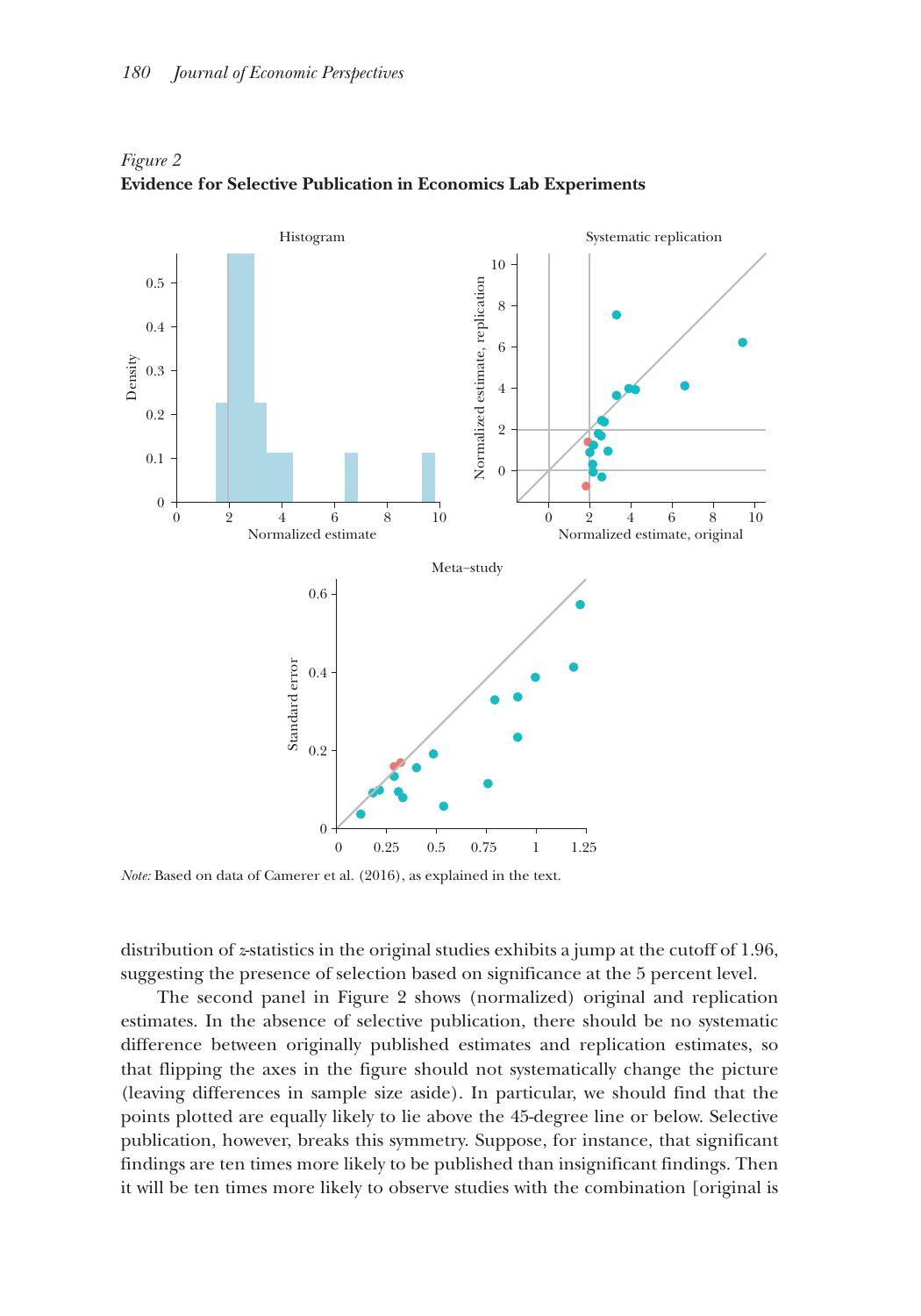*Figure 2*
**Evidence for Selective Publication in Economics Lab Experiments**

*Note:* Based on data of Camerer et al. (2016), as explained in the text.

distribution of $z$-statistics in the original studies exhibits a jump at the cutoff of 1.96, suggesting the presence of selection based on significance at the 5 percent level.

The second panel in Figure 2 shows (normalized) original and replication estimates. In the absence of selective publication, there should be no systematic difference between originally published estimates and replication estimates, so that flipping the axes in the figure should not systematically change the picture (leaving differences in sample size aside). In particular, we should find that the points plotted are equally likely to lie above the 45-degree line or below. Selective publication, however, breaks this symmetry. Suppose, for instance, that significant findings are ten times more likely to be published than insignificant findings. Then it will be ten times more likely to observe studies with the combination [original is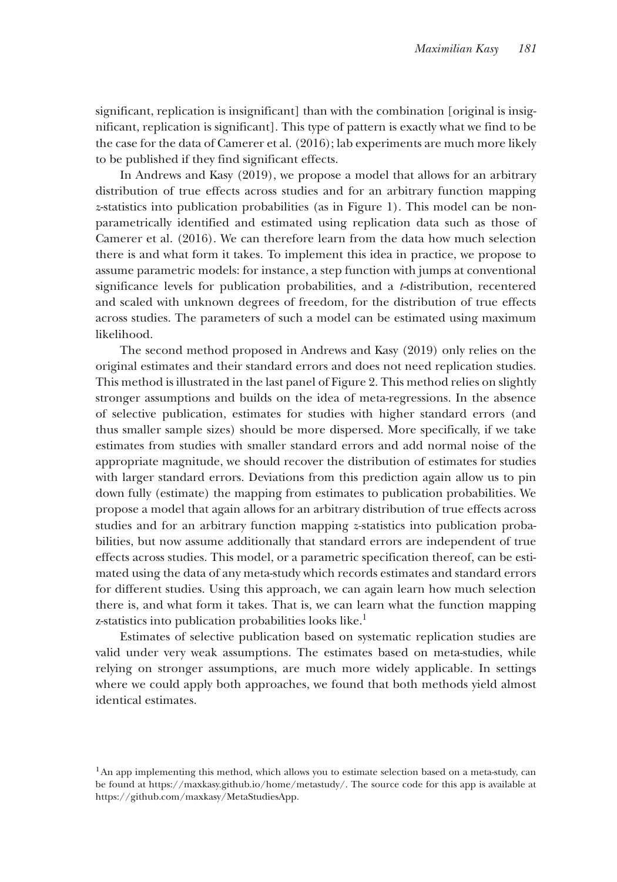significant, replication is insignificant] than with the combination [original is insignificant, replication is significant]. This type of pattern is exactly what we find to be the case for the data of Camerer et al. (2016); lab experiments are much more likely to be published if they find significant effects.

In Andrews and Kasy (2019), we propose a model that allows for an arbitrary distribution of true effects across studies and for an arbitrary function mapping *z*-statistics into publication probabilities (as in Figure 1). This model can be nonparametrically identified and estimated using replication data such as those of Camerer et al. (2016). We can therefore learn from the data how much selection there is and what form it takes. To implement this idea in practice, we propose to assume parametric models: for instance, a step function with jumps at conventional significance levels for publication probabilities, and a *t*-distribution, recentered and scaled with unknown degrees of freedom, for the distribution of true effects across studies. The parameters of such a model can be estimated using maximum likelihood.

The second method proposed in Andrews and Kasy (2019) only relies on the original estimates and their standard errors and does not need replication studies. This method is illustrated in the last panel of Figure 2. This method relies on slightly stronger assumptions and builds on the idea of meta-regressions. In the absence of selective publication, estimates for studies with higher standard errors (and thus smaller sample sizes) should be more dispersed. More specifically, if we take estimates from studies with smaller standard errors and add normal noise of the appropriate magnitude, we should recover the distribution of estimates for studies with larger standard errors. Deviations from this prediction again allow us to pin down fully (estimate) the mapping from estimates to publication probabilities. We propose a model that again allows for an arbitrary distribution of true effects across studies and for an arbitrary function mapping *z*-statistics into publication probabilities, but now assume additionally that standard errors are independent of true effects across studies. This model, or a parametric specification thereof, can be estimated using the data of any meta-study which records estimates and standard errors for different studies. Using this approach, we can again learn how much selection there is, and what form it takes. That is, we can learn what the function mapping z-statistics into publication probabilities looks like.[1]

Estimates of selective publication based on systematic replication studies are valid under very weak assumptions. The estimates based on meta-studies, while relying on stronger assumptions, are much more widely applicable. In settings where we could apply both approaches, we found that both methods yield almost identical estimates.

[1] An app implementing this method, which allows you to estimate selection based on a meta-study, can be found at https://maxkasy.github.io/home/metastudy/. The source code for this app is available at https://github.com/maxkasy/MetaStudiesApp.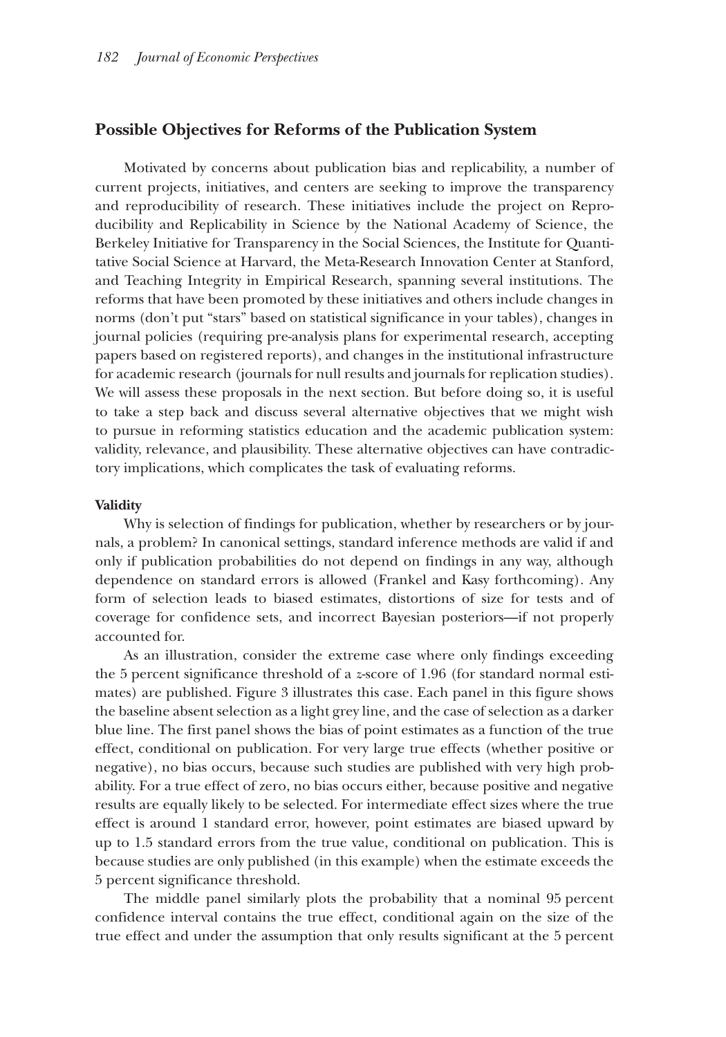## Possible Objectives for Reforms of the Publication System

Motivated by concerns about publication bias and replicability, a number of current projects, initiatives, and centers are seeking to improve the transparency and reproducibility of research. These initiatives include the project on Reproducibility and Replicability in Science by the National Academy of Science, the Berkeley Initiative for Transparency in the Social Sciences, the Institute for Quantitative Social Science at Harvard, the Meta-Research Innovation Center at Stanford, and Teaching Integrity in Empirical Research, spanning several institutions. The reforms that have been promoted by these initiatives and others include changes in norms (don't put "stars" based on statistical significance in your tables), changes in journal policies (requiring pre-analysis plans for experimental research, accepting papers based on registered reports), and changes in the institutional infrastructure for academic research (journals for null results and journals for replication studies). We will assess these proposals in the next section. But before doing so, it is useful to take a step back and discuss several alternative objectives that we might wish to pursue in reforming statistics education and the academic publication system: validity, relevance, and plausibility. These alternative objectives can have contradictory implications, which complicates the task of evaluating reforms.

### Validity

Why is selection of findings for publication, whether by researchers or by journals, a problem? In canonical settings, standard inference methods are valid if and only if publication probabilities do not depend on findings in any way, although dependence on standard errors is allowed (Frankel and Kasy forthcoming). Any form of selection leads to biased estimates, distortions of size for tests and of coverage for confidence sets, and incorrect Bayesian posteriors—if not properly accounted for.

As an illustration, consider the extreme case where only findings exceeding the 5 percent significance threshold of a *z*-score of 1.96 (for standard normal estimates) are published. Figure 3 illustrates this case. Each panel in this figure shows the baseline absent selection as a light grey line, and the case of selection as a darker blue line. The first panel shows the bias of point estimates as a function of the true effect, conditional on publication. For very large true effects (whether positive or negative), no bias occurs, because such studies are published with very high probability. For a true effect of zero, no bias occurs either, because positive and negative results are equally likely to be selected. For intermediate effect sizes where the true effect is around 1 standard error, however, point estimates are biased upward by up to 1.5 standard errors from the true value, conditional on publication. This is because studies are only published (in this example) when the estimate exceeds the 5 percent significance threshold.

The middle panel similarly plots the probability that a nominal 95 percent confidence interval contains the true effect, conditional again on the size of the true effect and under the assumption that only results significant at the 5 percent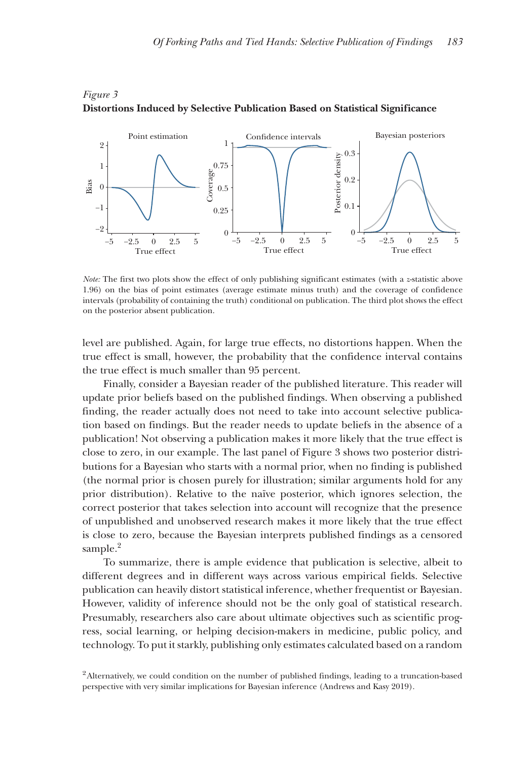*Figure 3*
**Distortions Induced by Selective Publication Based on Statistical Significance**

*Note:* The first two plots show the effect of only publishing significant estimates (with a *z*-statistic above 1.96) on the bias of point estimates (average estimate minus truth) and the coverage of confidence intervals (probability of containing the truth) conditional on publication. The third plot shows the effect on the posterior absent publication.

level are published. Again, for large true effects, no distortions happen. When the true effect is small, however, the probability that the confidence interval contains the true effect is much smaller than 95 percent.

Finally, consider a Bayesian reader of the published literature. This reader will update prior beliefs based on the published findings. When observing a published finding, the reader actually does not need to take into account selective publication based on findings. But the reader needs to update beliefs in the absence of a publication! Not observing a publication makes it more likely that the true effect is close to zero, in our example. The last panel of Figure 3 shows two posterior distributions for a Bayesian who starts with a normal prior, when no finding is published (the normal prior is chosen purely for illustration; similar arguments hold for any prior distribution). Relative to the naïve posterior, which ignores selection, the correct posterior that takes selection into account will recognize that the presence of unpublished and unobserved research makes it more likely that the true effect is close to zero, because the Bayesian interprets published findings as a censored sample.[2]

To summarize, there is ample evidence that publication is selective, albeit to different degrees and in different ways across various empirical fields. Selective publication can heavily distort statistical inference, whether frequentist or Bayesian. However, validity of inference should not be the only goal of statistical research. Presumably, researchers also care about ultimate objectives such as scientific progress, social learning, or helping decision-makers in medicine, public policy, and technology. To put it starkly, publishing only estimates calculated based on a random

[2]Alternatively, we could condition on the number of published findings, leading to a truncation-based perspective with very similar implications for Bayesian inference (Andrews and Kasy 2019).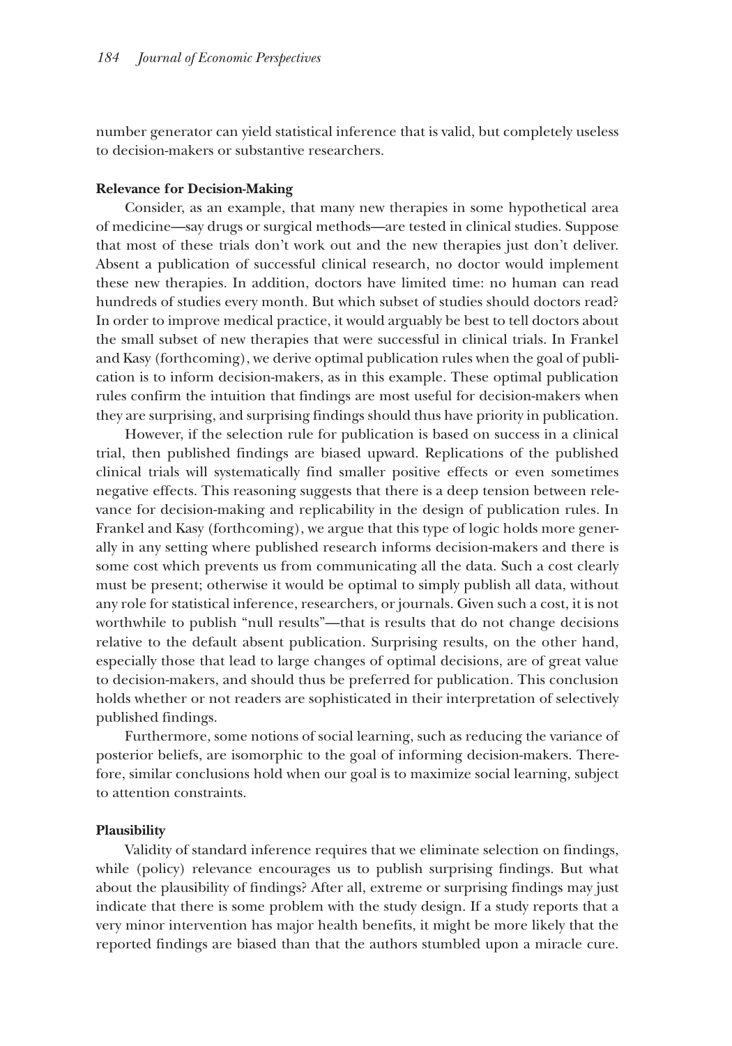number generator can yield statistical inference that is valid, but completely useless to decision-makers or substantive researchers.

### Relevance for Decision-Making

Consider, as an example, that many new therapies in some hypothetical area of medicine—say drugs or surgical methods—are tested in clinical studies. Suppose that most of these trials don't work out and the new therapies just don't deliver. Absent a publication of successful clinical research, no doctor would implement these new therapies. In addition, doctors have limited time: no human can read hundreds of studies every month. But which subset of studies should doctors read? In order to improve medical practice, it would arguably be best to tell doctors about the small subset of new therapies that were successful in clinical trials. In Frankel and Kasy (forthcoming), we derive optimal publication rules when the goal of publication is to inform decision-makers, as in this example. These optimal publication rules confirm the intuition that findings are most useful for decision-makers when they are surprising, and surprising findings should thus have priority in publication.

However, if the selection rule for publication is based on success in a clinical trial, then published findings are biased upward. Replications of the published clinical trials will systematically find smaller positive effects or even sometimes negative effects. This reasoning suggests that there is a deep tension between relevance for decision-making and replicability in the design of publication rules. In Frankel and Kasy (forthcoming), we argue that this type of logic holds more generally in any setting where published research informs decision-makers and there is some cost which prevents us from communicating all the data. Such a cost clearly must be present; otherwise it would be optimal to simply publish all data, without any role for statistical inference, researchers, or journals. Given such a cost, it is not worthwhile to publish "null results"—that is results that do not change decisions relative to the default absent publication. Surprising results, on the other hand, especially those that lead to large changes of optimal decisions, are of great value to decision-makers, and should thus be preferred for publication. This conclusion holds whether or not readers are sophisticated in their interpretation of selectively published findings.

Furthermore, some notions of social learning, such as reducing the variance of posterior beliefs, are isomorphic to the goal of informing decision-makers. Therefore, similar conclusions hold when our goal is to maximize social learning, subject to attention constraints.

### Plausibility

Validity of standard inference requires that we eliminate selection on findings, while (policy) relevance encourages us to publish surprising findings. But what about the plausibility of findings? After all, extreme or surprising findings may just indicate that there is some problem with the study design. If a study reports that a very minor intervention has major health benefits, it might be more likely that the reported findings are biased than that the authors stumbled upon a miracle cure.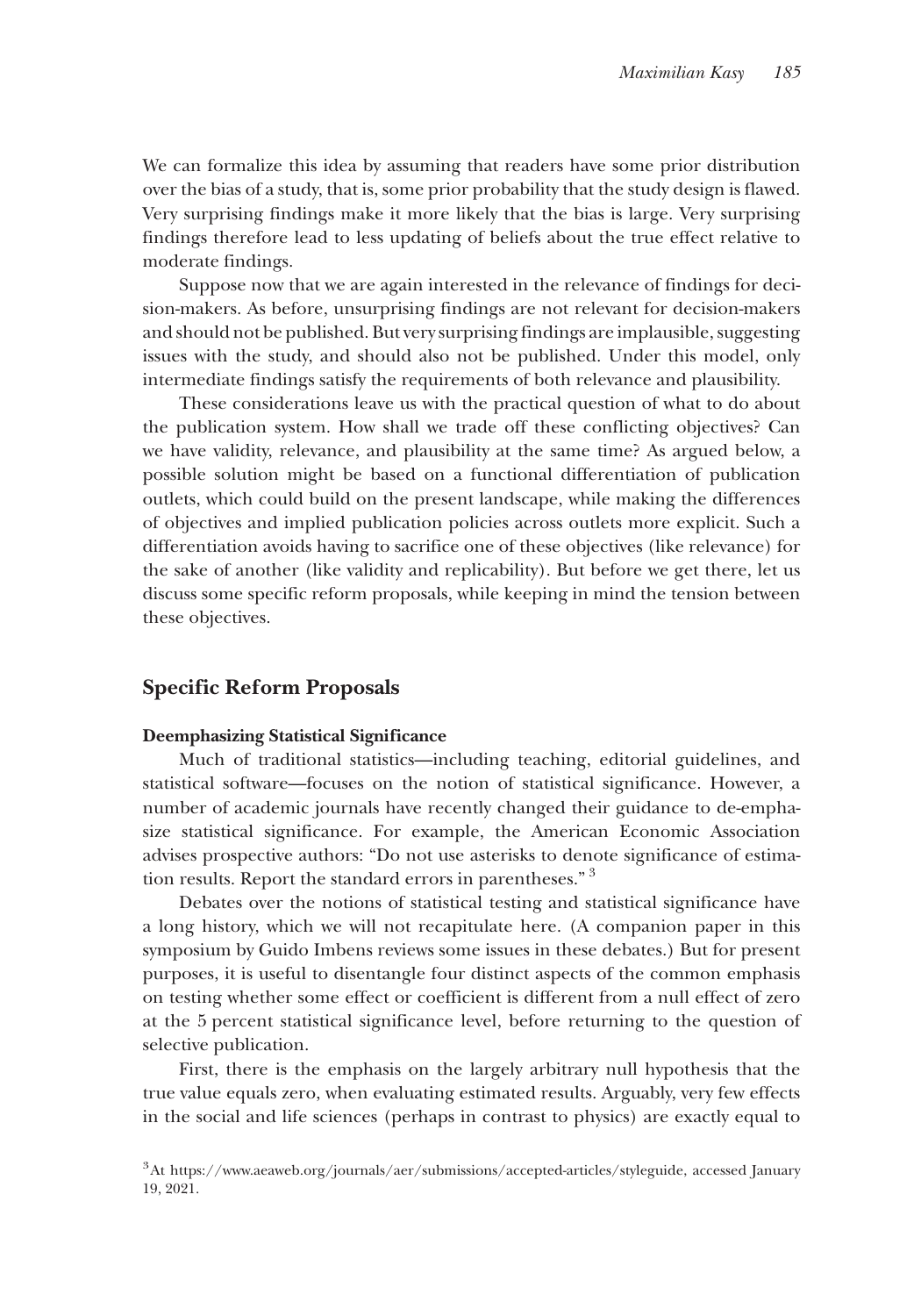We can formalize this idea by assuming that readers have some prior distribution over the bias of a study, that is, some prior probability that the study design is flawed. Very surprising findings make it more likely that the bias is large. Very surprising findings therefore lead to less updating of beliefs about the true effect relative to moderate findings.

Suppose now that we are again interested in the relevance of findings for decision-makers. As before, unsurprising findings are not relevant for decision-makers and should not be published. But very surprising findings are implausible, suggesting issues with the study, and should also not be published. Under this model, only intermediate findings satisfy the requirements of both relevance and plausibility.

These considerations leave us with the practical question of what to do about the publication system. How shall we trade off these conflicting objectives? Can we have validity, relevance, and plausibility at the same time? As argued below, a possible solution might be based on a functional differentiation of publication outlets, which could build on the present landscape, while making the differences of objectives and implied publication policies across outlets more explicit. Such a differentiation avoids having to sacrifice one of these objectives (like relevance) for the sake of another (like validity and replicability). But before we get there, let us discuss some specific reform proposals, while keeping in mind the tension between these objectives.

## Specific Reform Proposals

### Deemphasizing Statistical Significance

Much of traditional statistics—including teaching, editorial guidelines, and statistical software—focuses on the notion of statistical significance. However, a number of academic journals have recently changed their guidance to de-emphasize statistical significance. For example, the American Economic Association advises prospective authors: "Do not use asterisks to denote significance of estimation results. Report the standard errors in parentheses."[3]

Debates over the notions of statistical testing and statistical significance have a long history, which we will not recapitulate here. (A companion paper in this symposium by Guido Imbens reviews some issues in these debates.) But for present purposes, it is useful to disentangle four distinct aspects of the common emphasis on testing whether some effect or coefficient is different from a null effect of zero at the 5 percent statistical significance level, before returning to the question of selective publication.

First, there is the emphasis on the largely arbitrary null hypothesis that the true value equals zero, when evaluating estimated results. Arguably, very few effects in the social and life sciences (perhaps in contrast to physics) are exactly equal to

[3] At https://www.aeaweb.org/journals/aer/submissions/accepted-articles/styleguide, accessed January 19, 2021.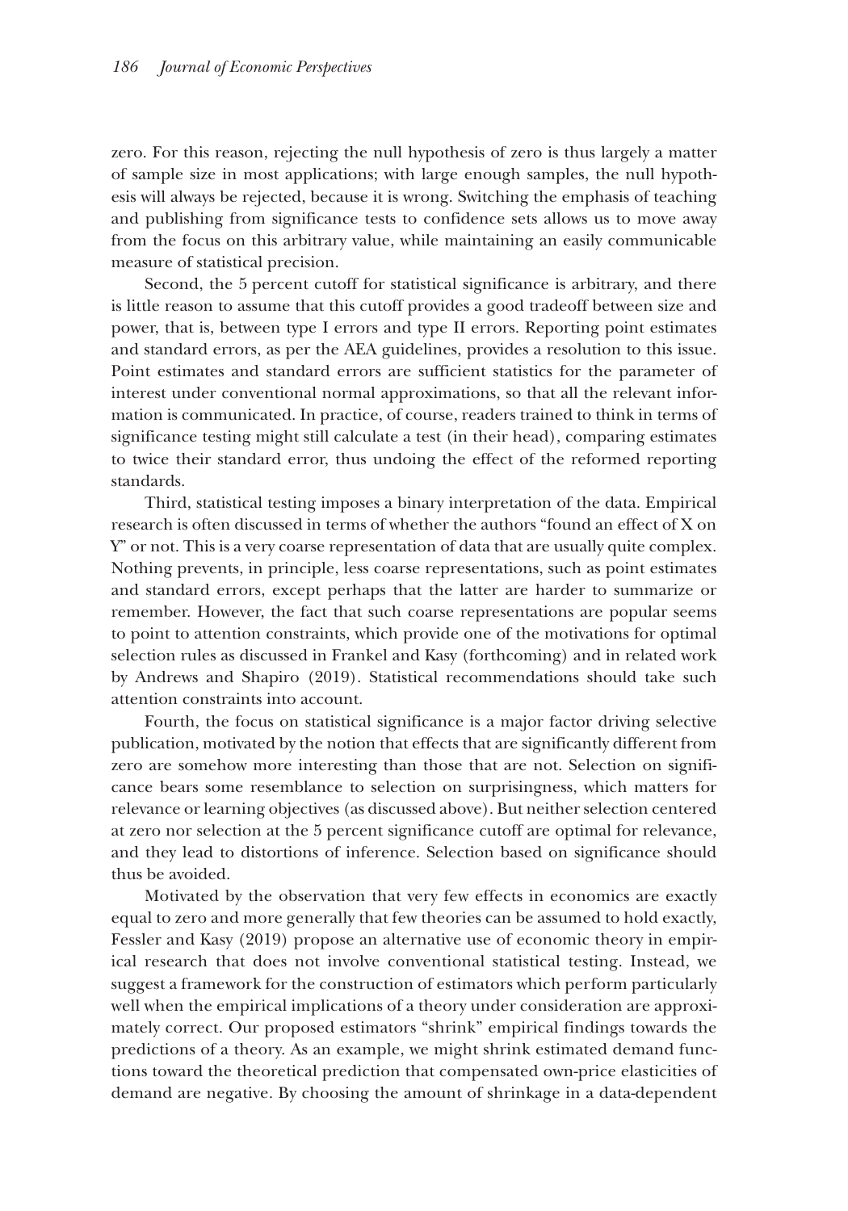zero. For this reason, rejecting the null hypothesis of zero is thus largely a matter of sample size in most applications; with large enough samples, the null hypothesis will always be rejected, because it is wrong. Switching the emphasis of teaching and publishing from significance tests to confidence sets allows us to move away from the focus on this arbitrary value, while maintaining an easily communicable measure of statistical precision.

Second, the 5 percent cutoff for statistical significance is arbitrary, and there is little reason to assume that this cutoff provides a good tradeoff between size and power, that is, between type I errors and type II errors. Reporting point estimates and standard errors, as per the AEA guidelines, provides a resolution to this issue. Point estimates and standard errors are sufficient statistics for the parameter of interest under conventional normal approximations, so that all the relevant information is communicated. In practice, of course, readers trained to think in terms of significance testing might still calculate a test (in their head), comparing estimates to twice their standard error, thus undoing the effect of the reformed reporting standards.

Third, statistical testing imposes a binary interpretation of the data. Empirical research is often discussed in terms of whether the authors "found an effect of X on Y" or not. This is a very coarse representation of data that are usually quite complex. Nothing prevents, in principle, less coarse representations, such as point estimates and standard errors, except perhaps that the latter are harder to summarize or remember. However, the fact that such coarse representations are popular seems to point to attention constraints, which provide one of the motivations for optimal selection rules as discussed in Frankel and Kasy (forthcoming) and in related work by Andrews and Shapiro (2019). Statistical recommendations should take such attention constraints into account.

Fourth, the focus on statistical significance is a major factor driving selective publication, motivated by the notion that effects that are significantly different from zero are somehow more interesting than those that are not. Selection on significance bears some resemblance to selection on surprisingness, which matters for relevance or learning objectives (as discussed above). But neither selection centered at zero nor selection at the 5 percent significance cutoff are optimal for relevance, and they lead to distortions of inference. Selection based on significance should thus be avoided.

Motivated by the observation that very few effects in economics are exactly equal to zero and more generally that few theories can be assumed to hold exactly, Fessler and Kasy (2019) propose an alternative use of economic theory in empirical research that does not involve conventional statistical testing. Instead, we suggest a framework for the construction of estimators which perform particularly well when the empirical implications of a theory under consideration are approximately correct. Our proposed estimators "shrink" empirical findings towards the predictions of a theory. As an example, we might shrink estimated demand functions toward the theoretical prediction that compensated own-price elasticities of demand are negative. By choosing the amount of shrinkage in a data-dependent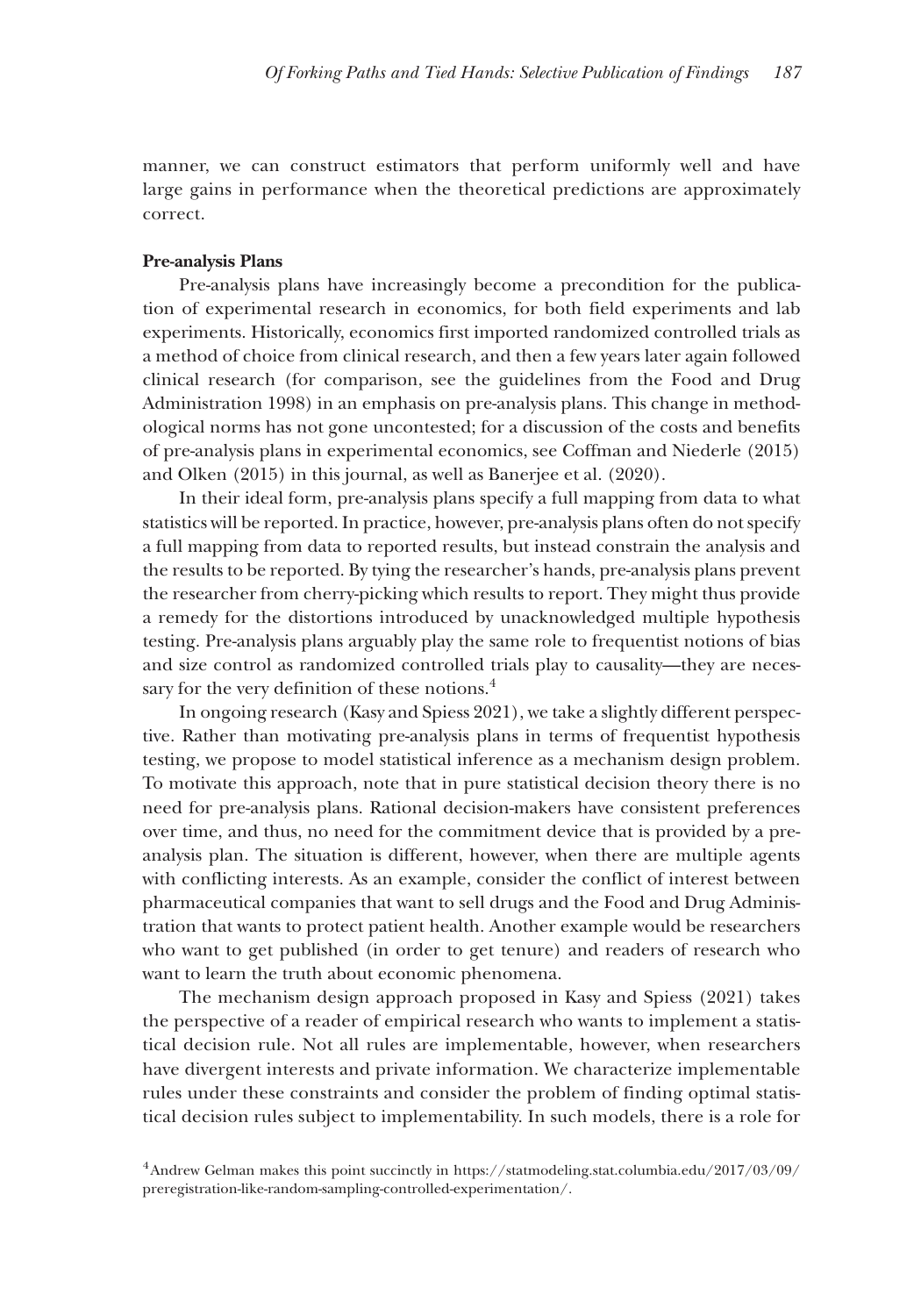manner, we can construct estimators that perform uniformly well and have large gains in performance when the theoretical predictions are approximately correct.

### Pre-analysis Plans

Pre-analysis plans have increasingly become a precondition for the publication of experimental research in economics, for both field experiments and lab experiments. Historically, economics first imported randomized controlled trials as a method of choice from clinical research, and then a few years later again followed clinical research (for comparison, see the guidelines from the Food and Drug Administration 1998) in an emphasis on pre-analysis plans. This change in methodological norms has not gone uncontested; for a discussion of the costs and benefits of pre-analysis plans in experimental economics, see Coffman and Niederle (2015) and Olken (2015) in this journal, as well as Banerjee et al. (2020).

In their ideal form, pre-analysis plans specify a full mapping from data to what statistics will be reported. In practice, however, pre-analysis plans often do not specify a full mapping from data to reported results, but instead constrain the analysis and the results to be reported. By tying the researcher's hands, pre-analysis plans prevent the researcher from cherry-picking which results to report. They might thus provide a remedy for the distortions introduced by unacknowledged multiple hypothesis testing. Pre-analysis plans arguably play the same role to frequentist notions of bias and size control as randomized controlled trials play to causality—they are necessary for the very definition of these notions.[4]

In ongoing research (Kasy and Spiess 2021), we take a slightly different perspective. Rather than motivating pre-analysis plans in terms of frequentist hypothesis testing, we propose to model statistical inference as a mechanism design problem. To motivate this approach, note that in pure statistical decision theory there is no need for pre-analysis plans. Rational decision-makers have consistent preferences over time, and thus, no need for the commitment device that is provided by a pre-analysis plan. The situation is different, however, when there are multiple agents with conflicting interests. As an example, consider the conflict of interest between pharmaceutical companies that want to sell drugs and the Food and Drug Administration that wants to protect patient health. Another example would be researchers who want to get published (in order to get tenure) and readers of research who want to learn the truth about economic phenomena.

The mechanism design approach proposed in Kasy and Spiess (2021) takes the perspective of a reader of empirical research who wants to implement a statistical decision rule. Not all rules are implementable, however, when researchers have divergent interests and private information. We characterize implementable rules under these constraints and consider the problem of finding optimal statistical decision rules subject to implementability. In such models, there is a role for

[4] Andrew Gelman makes this point succinctly in https://statmodeling.stat.columbia.edu/2017/03/09/preregistration-like-random-sampling-controlled-experimentation/.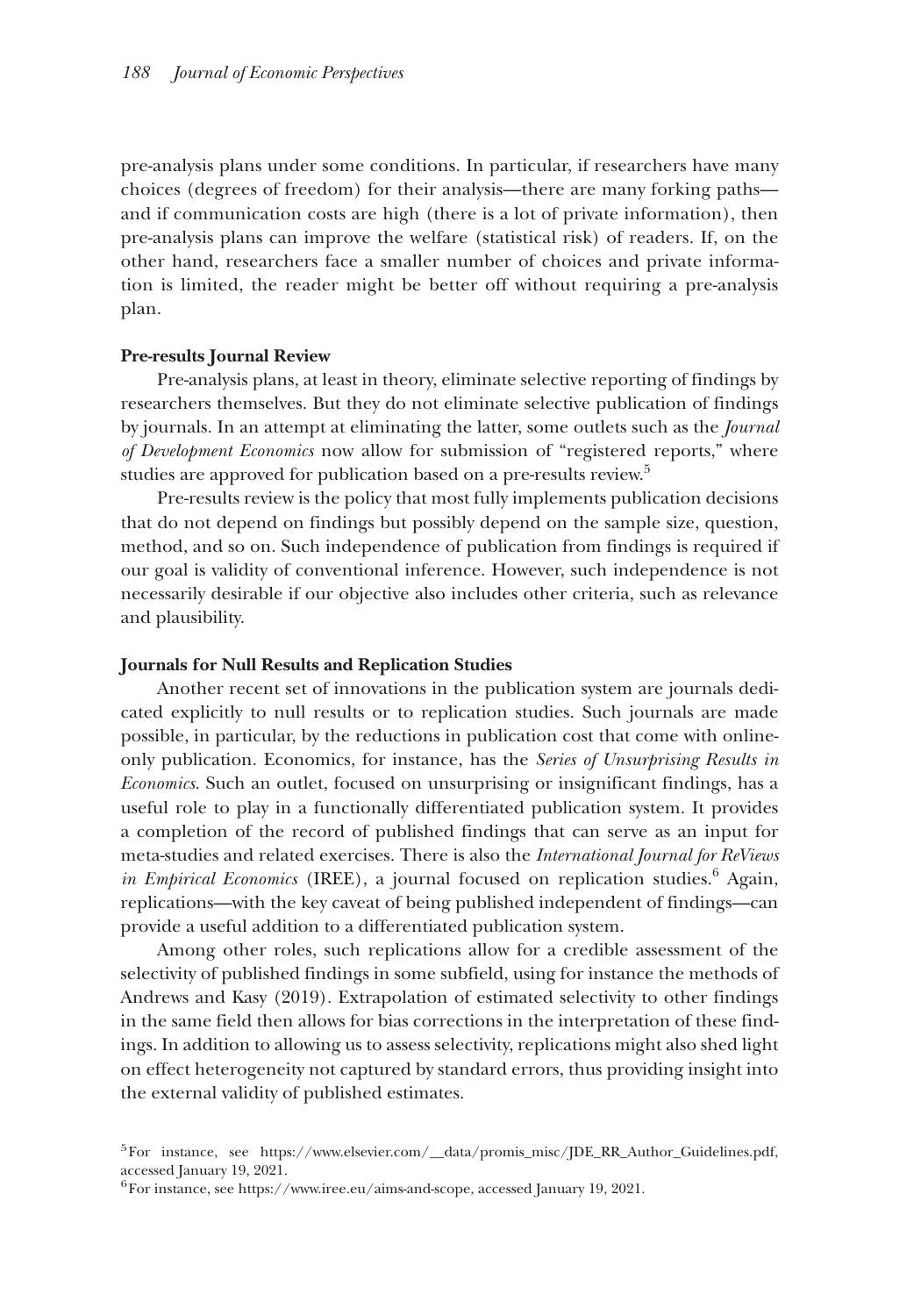pre-analysis plans under some conditions. In particular, if researchers have many choices (degrees of freedom) for their analysis—there are many forking paths—and if communication costs are high (there is a lot of private information), then pre-analysis plans can improve the welfare (statistical risk) of readers. If, on the other hand, researchers face a smaller number of choices and private information is limited, the reader might be better off without requiring a pre-analysis plan.

### Pre-results Journal Review

Pre-analysis plans, at least in theory, eliminate selective reporting of findings by researchers themselves. But they do not eliminate selective publication of findings by journals. In an attempt at eliminating the latter, some outlets such as the *Journal of Development Economics* now allow for submission of "registered reports," where studies are approved for publication based on a pre-results review.[5]

Pre-results review is the policy that most fully implements publication decisions that do not depend on findings but possibly depend on the sample size, question, method, and so on. Such independence of publication from findings is required if our goal is validity of conventional inference. However, such independence is not necessarily desirable if our objective also includes other criteria, such as relevance and plausibility.

### Journals for Null Results and Replication Studies

Another recent set of innovations in the publication system are journals dedicated explicitly to null results or to replication studies. Such journals are made possible, in particular, by the reductions in publication cost that come with online-only publication. Economics, for instance, has the *Series of Unsurprising Results in Economics*. Such an outlet, focused on unsurprising or insignificant findings, has a useful role to play in a functionally differentiated publication system. It provides a completion of the record of published findings that can serve as an input for meta-studies and related exercises. There is also the *International Journal for ReViews in Empirical Economics* (IREE), a journal focused on replication studies.[6] Again, replications—with the key caveat of being published independent of findings—can provide a useful addition to a differentiated publication system.

Among other roles, such replications allow for a credible assessment of the selectivity of published findings in some subfield, using for instance the methods of Andrews and Kasy (2019). Extrapolation of estimated selectivity to other findings in the same field then allows for bias corrections in the interpretation of these findings. In addition to allowing us to assess selectivity, replications might also shed light on effect heterogeneity not captured by standard errors, thus providing insight into the external validity of published estimates.

---

[5] For instance, see https://www.elsevier.com/__data/promis_misc/JDE_RR_Author_Guidelines.pdf, accessed January 19, 2021.

[6] For instance, see https://www.iree.eu/aims-and-scope, accessed January 19, 2021.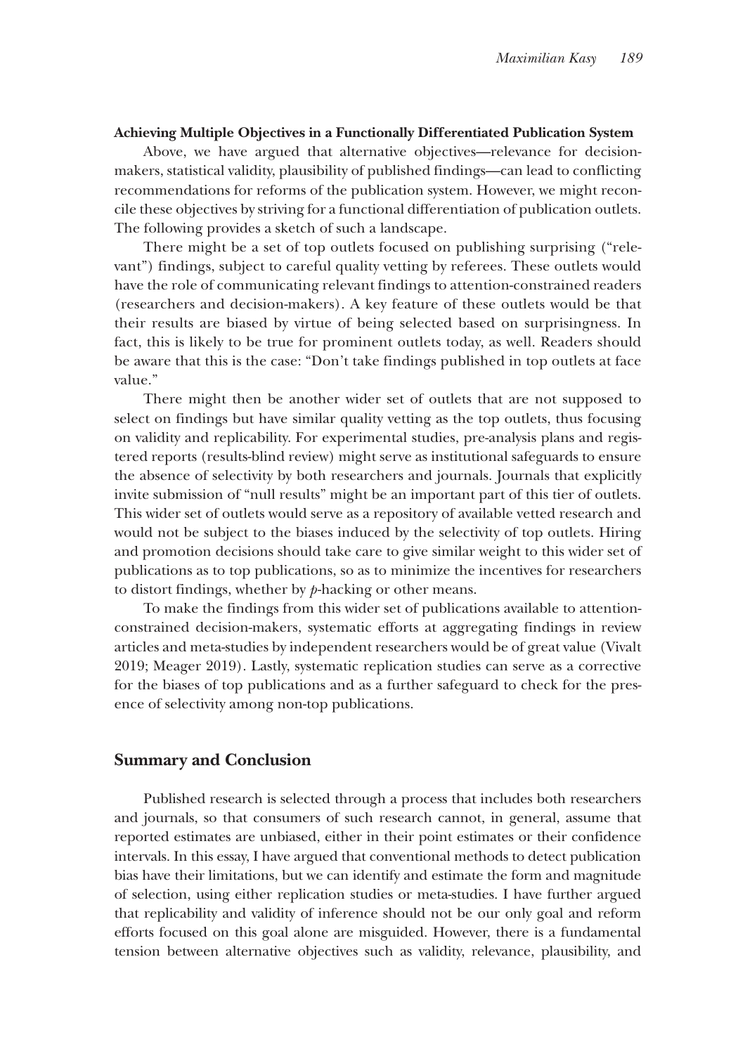### Achieving Multiple Objectives in a Functionally Differentiated Publication System

Above, we have argued that alternative objectives—relevance for decision-makers, statistical validity, plausibility of published findings—can lead to conflicting recommendations for reforms of the publication system. However, we might reconcile these objectives by striving for a functional differentiation of publication outlets. The following provides a sketch of such a landscape.

There might be a set of top outlets focused on publishing surprising ("relevant") findings, subject to careful quality vetting by referees. These outlets would have the role of communicating relevant findings to attention-constrained readers (researchers and decision-makers). A key feature of these outlets would be that their results are biased by virtue of being selected based on surprisingness. In fact, this is likely to be true for prominent outlets today, as well. Readers should be aware that this is the case: "Don't take findings published in top outlets at face value."

There might then be another wider set of outlets that are not supposed to select on findings but have similar quality vetting as the top outlets, thus focusing on validity and replicability. For experimental studies, pre-analysis plans and registered reports (results-blind review) might serve as institutional safeguards to ensure the absence of selectivity by both researchers and journals. Journals that explicitly invite submission of "null results" might be an important part of this tier of outlets. This wider set of outlets would serve as a repository of available vetted research and would not be subject to the biases induced by the selectivity of top outlets. Hiring and promotion decisions should take care to give similar weight to this wider set of publications as to top publications, so as to minimize the incentives for researchers to distort findings, whether by *p*-hacking or other means.

To make the findings from this wider set of publications available to attention-constrained decision-makers, systematic efforts at aggregating findings in review articles and meta-studies by independent researchers would be of great value (Vivalt 2019; Meager 2019). Lastly, systematic replication studies can serve as a corrective for the biases of top publications and as a further safeguard to check for the presence of selectivity among non-top publications.

## Summary and Conclusion

Published research is selected through a process that includes both researchers and journals, so that consumers of such research cannot, in general, assume that reported estimates are unbiased, either in their point estimates or their confidence intervals. In this essay, I have argued that conventional methods to detect publication bias have their limitations, but we can identify and estimate the form and magnitude of selection, using either replication studies or meta-studies. I have further argued that replicability and validity of inference should not be our only goal and reform efforts focused on this goal alone are misguided. However, there is a fundamental tension between alternative objectives such as validity, relevance, plausibility, and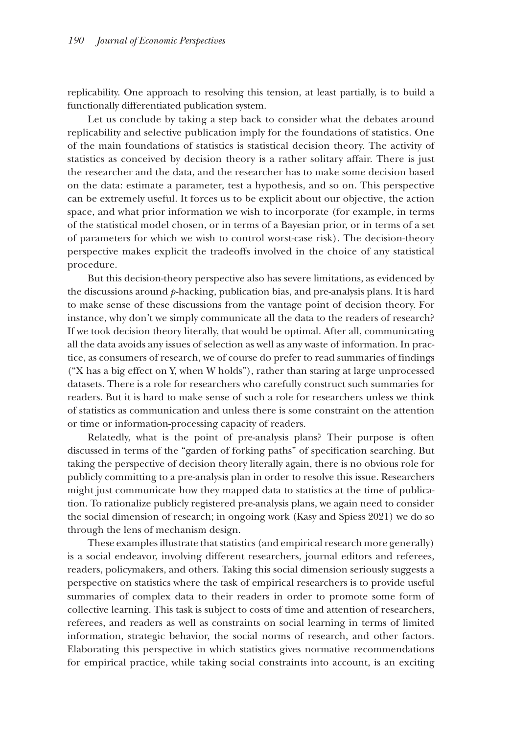replicability. One approach to resolving this tension, at least partially, is to build a functionally differentiated publication system.

Let us conclude by taking a step back to consider what the debates around replicability and selective publication imply for the foundations of statistics. One of the main foundations of statistics is statistical decision theory. The activity of statistics as conceived by decision theory is a rather solitary affair. There is just the researcher and the data, and the researcher has to make some decision based on the data: estimate a parameter, test a hypothesis, and so on. This perspective can be extremely useful. It forces us to be explicit about our objective, the action space, and what prior information we wish to incorporate (for example, in terms of the statistical model chosen, or in terms of a Bayesian prior, or in terms of a set of parameters for which we wish to control worst-case risk). The decision-theory perspective makes explicit the tradeoffs involved in the choice of any statistical procedure.

But this decision-theory perspective also has severe limitations, as evidenced by the discussions around $p$-hacking, publication bias, and pre-analysis plans. It is hard to make sense of these discussions from the vantage point of decision theory. For instance, why don't we simply communicate all the data to the readers of research? If we took decision theory literally, that would be optimal. After all, communicating all the data avoids any issues of selection as well as any waste of information. In practice, as consumers of research, we of course do prefer to read summaries of findings ("X has a big effect on Y, when W holds"), rather than staring at large unprocessed datasets. There is a role for researchers who carefully construct such summaries for readers. But it is hard to make sense of such a role for researchers unless we think of statistics as communication and unless there is some constraint on the attention or time or information-processing capacity of readers.

Relatedly, what is the point of pre-analysis plans? Their purpose is often discussed in terms of the "garden of forking paths" of specification searching. But taking the perspective of decision theory literally again, there is no obvious role for publicly committing to a pre-analysis plan in order to resolve this issue. Researchers might just communicate how they mapped data to statistics at the time of publication. To rationalize publicly registered pre-analysis plans, we again need to consider the social dimension of research; in ongoing work (Kasy and Spiess 2021) we do so through the lens of mechanism design.

These examples illustrate that statistics (and empirical research more generally) is a social endeavor, involving different researchers, journal editors and referees, readers, policymakers, and others. Taking this social dimension seriously suggests a perspective on statistics where the task of empirical researchers is to provide useful summaries of complex data to their readers in order to promote some form of collective learning. This task is subject to costs of time and attention of researchers, referees, and readers as well as constraints on social learning in terms of limited information, strategic behavior, the social norms of research, and other factors. Elaborating this perspective in which statistics gives normative recommendations for empirical practice, while taking social constraints into account, is an exciting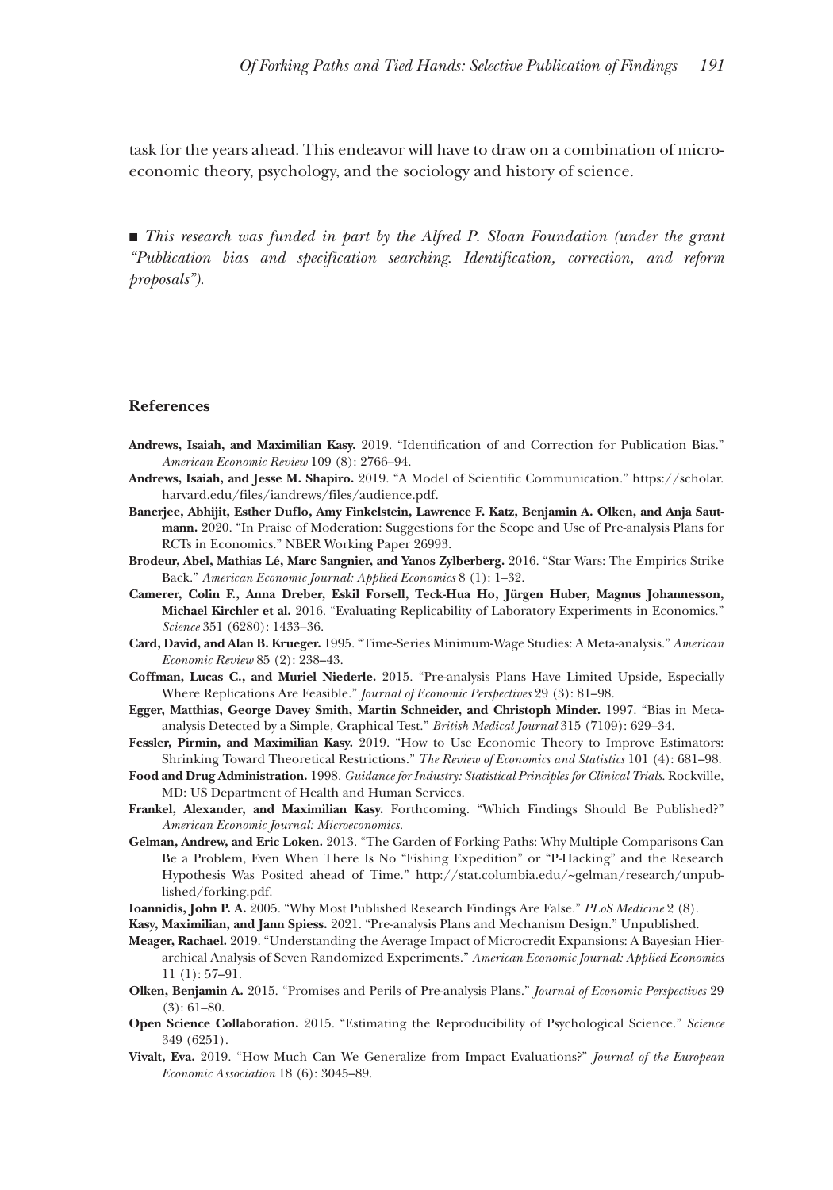task for the years ahead. This endeavor will have to draw on a combination of microeconomic theory, psychology, and the sociology and history of science.

■ *This research was funded in part by the Alfred P. Sloan Foundation (under the grant "Publication bias and specification searching. Identification, correction, and reform proposals").*

## References

**Andrews, Isaiah, and Maximilian Kasy.** 2019. "Identification of and Correction for Publication Bias." *American Economic Review* 109 (8): 2766–94.

**Andrews, Isaiah, and Jesse M. Shapiro.** 2019. "A Model of Scientific Communication." https://scholar.harvard.edu/files/iandrews/files/audience.pdf.

**Banerjee, Abhijit, Esther Duflo, Amy Finkelstein, Lawrence F. Katz, Benjamin A. Olken, and Anja Sautmann.** 2020. "In Praise of Moderation: Suggestions for the Scope and Use of Pre-analysis Plans for RCTs in Economics." NBER Working Paper 26993.

**Brodeur, Abel, Mathias Lé, Marc Sangnier, and Yanos Zylberberg.** 2016. "Star Wars: The Empirics Strike Back." *American Economic Journal: Applied Economics* 8 (1): 1–32.

**Camerer, Colin F., Anna Dreber, Eskil Forsell, Teck-Hua Ho, Jürgen Huber, Magnus Johannesson, Michael Kirchler et al.** 2016. "Evaluating Replicability of Laboratory Experiments in Economics." *Science* 351 (6280): 1433–36.

**Card, David, and Alan B. Krueger.** 1995. "Time-Series Minimum-Wage Studies: A Meta-analysis." *American Economic Review* 85 (2): 238–43.

**Coffman, Lucas C., and Muriel Niederle.** 2015. "Pre-analysis Plans Have Limited Upside, Especially Where Replications Are Feasible." *Journal of Economic Perspectives* 29 (3): 81–98.

**Egger, Matthias, George Davey Smith, Martin Schneider, and Christoph Minder.** 1997. "Bias in Meta-analysis Detected by a Simple, Graphical Test." *British Medical Journal* 315 (7109): 629–34.

**Fessler, Pirmin, and Maximilian Kasy.** 2019. "How to Use Economic Theory to Improve Estimators: Shrinking Toward Theoretical Restrictions." *The Review of Economics and Statistics* 101 (4): 681–98.

**Food and Drug Administration.** 1998. *Guidance for Industry: Statistical Principles for Clinical Trials*. Rockville, MD: US Department of Health and Human Services.

**Frankel, Alexander, and Maximilian Kasy.** Forthcoming. "Which Findings Should Be Published?" *American Economic Journal: Microeconomics.*

**Gelman, Andrew, and Eric Loken.** 2013. "The Garden of Forking Paths: Why Multiple Comparisons Can Be a Problem, Even When There Is No "Fishing Expedition" or "P-Hacking" and the Research Hypothesis Was Posited ahead of Time." http://stat.columbia.edu/~gelman/research/unpublished/forking.pdf.

**Ioannidis, John P. A.** 2005. "Why Most Published Research Findings Are False." *PLoS Medicine* 2 (8).

**Kasy, Maximilian, and Jann Spiess.** 2021. "Pre-analysis Plans and Mechanism Design." Unpublished.

**Meager, Rachael.** 2019. "Understanding the Average Impact of Microcredit Expansions: A Bayesian Hierarchical Analysis of Seven Randomized Experiments." *American Economic Journal: Applied Economics* 11 (1): 57–91.

**Olken, Benjamin A.** 2015. "Promises and Perils of Pre-analysis Plans." *Journal of Economic Perspectives* 29 (3): 61–80.

**Open Science Collaboration.** 2015. "Estimating the Reproducibility of Psychological Science." *Science* 349 (6251).

**Vivalt, Eva.** 2019. "How Much Can We Generalize from Impact Evaluations?" *Journal of the European Economic Association* 18 (6): 3045–89.